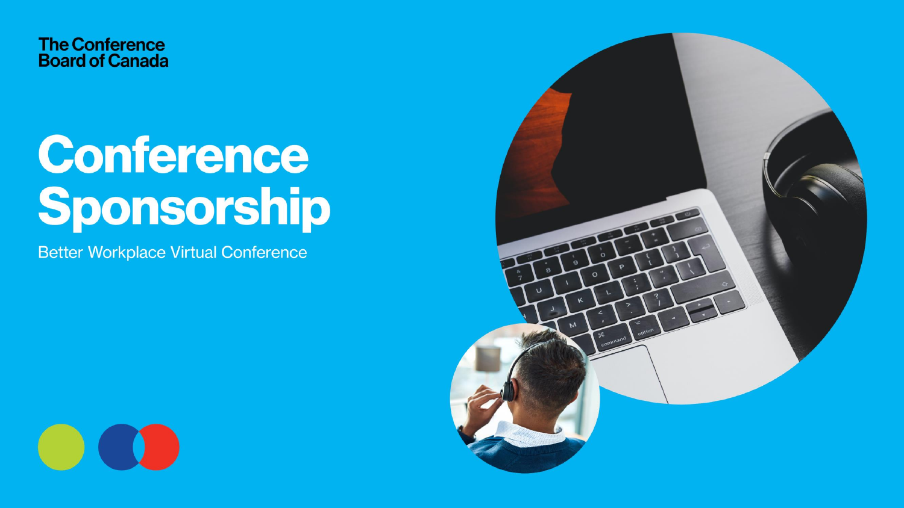The Conference Board of Canada

# Conference Sponsorship

Better Workplace Virtual Conference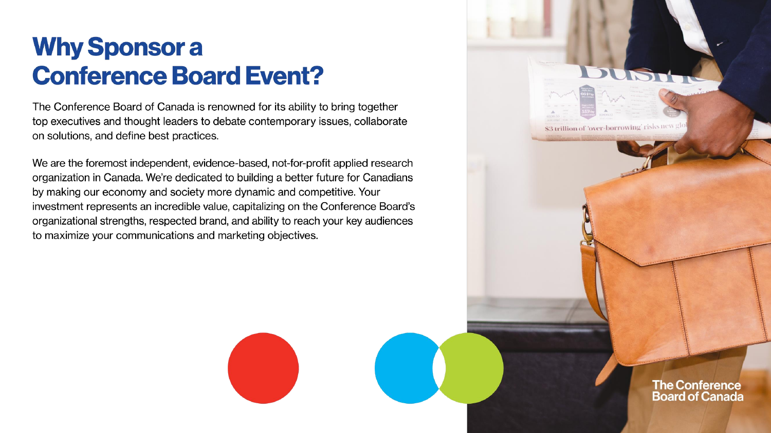# Why Sponsor a Conference Board Event?

The Conference Board of Canada is renowned for its ability to bring together top executives and thought leaders to debate contemporary issues, collaborate on solutions, and define best practices.

We are the foremost independent, evidence-based, not-for-profit applied research organization in Canada. We're dedicated to building a better future for Canadians by making our economy and society more dynamic and competitive. Your investment represents an incredible value, capitalizing on the Conference Board's organizational strengths, respected brand, and ability to reach your key audiences to maximize your communications and marketing objectives.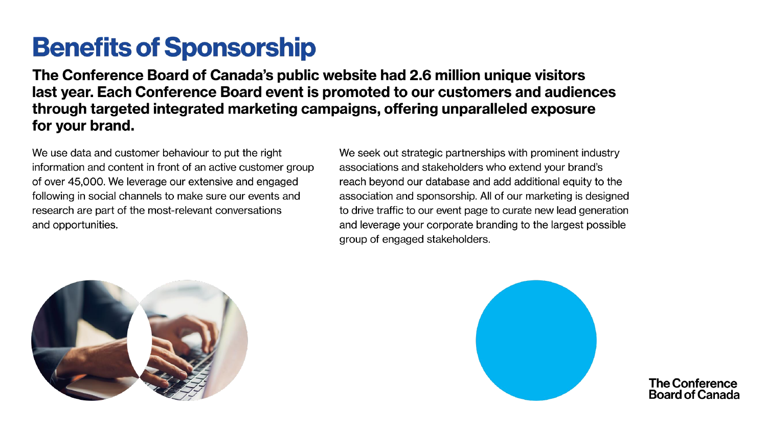# Benefits of Sponsorship

**The Conference Board of Canada's public website had 2.6 million unique visitors last year. Each Conference Board event is promoted to our customers and audiences through targeted integrated marketing campaigns, offering unparalleled exposure for your brand.**

We use data and customer behaviour to put the right information and content in front of an active customer group of over 45,000. We leverage our extensive and engaged following in social channels to make sure our events and research are part of the most-relevant conversations and opportunities.

We seek out strategic partnerships with prominent industry associations and stakeholders who extend your brand's reach beyond our database and add additional equity to the association and sponsorship. All of our marketing is designed to drive traffic to our event page to curate new lead generation and leverage your corporate branding to the largest possible group of engaged stakeholders.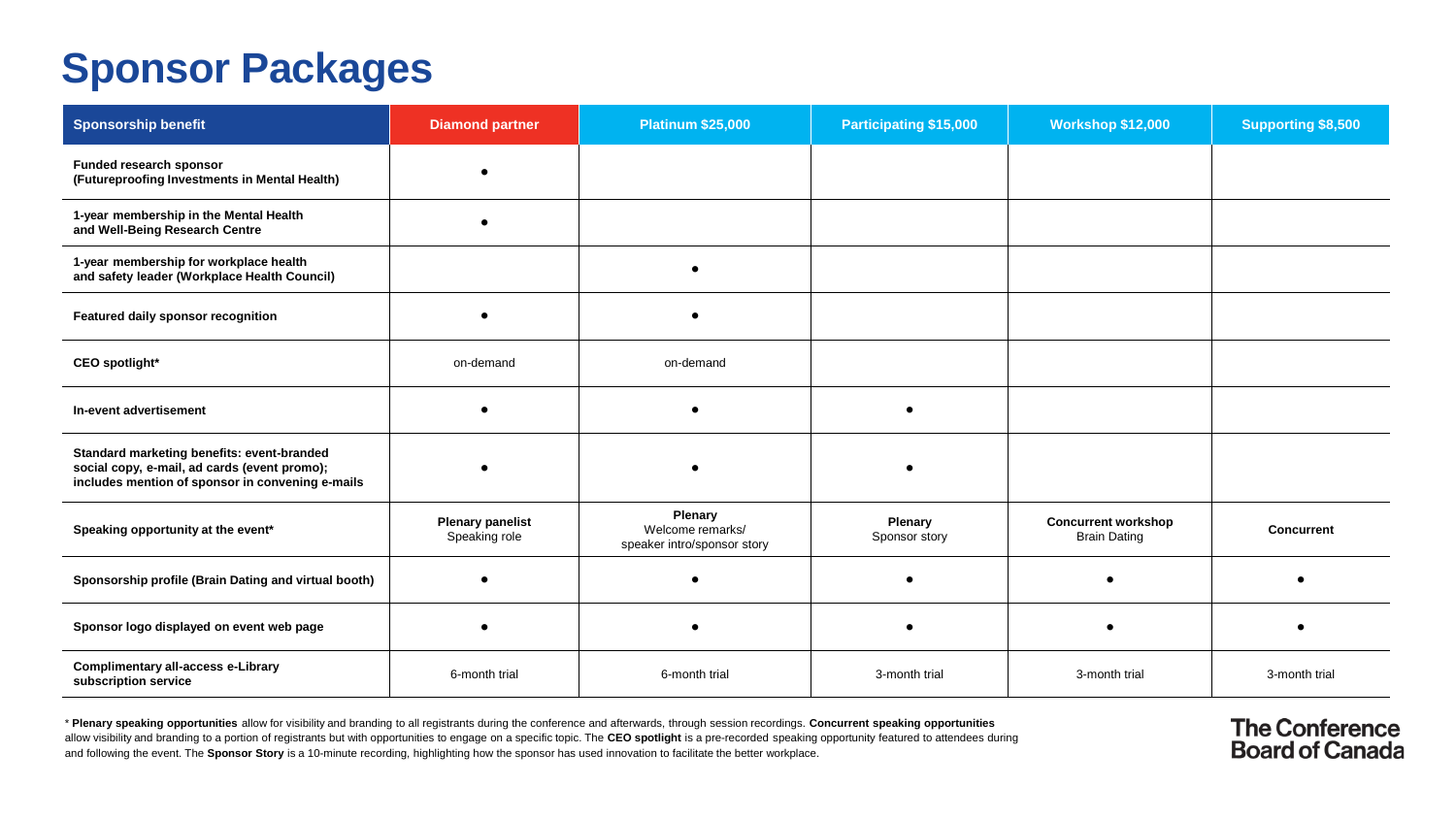# Sponsor Packages

| Sponsorship benefit | Diamond partner | Platinum $25,000 | Participating $15,000 | Workshop $12,000 | Supporting $8,500 |
|---|---|---|---|---|---|
| **Funded research sponsor (Futureproofing Investments in Mental Health)** | ● | | | | |
| **1-year membership in the Mental Health and Well-Being Research Centre** | ● | | | | |
| **1-year membership for workplace health and safety leader (Workplace Health Council)** | | ● | | | |
| **Featured daily sponsor recognition** | ● | ● | | | |
| **CEO spotlight*** | on-demand | on-demand | | | |
| **In-event advertisement** | ● | ● | ● | | |
| **Standard marketing benefits: event-branded social copy, e-mail, ad cards (event promo); includes mention of sponsor in convening e-mails** | ● | ● | ● | | |
| **Speaking opportunity at the event*** | **Plenary panelist** Speaking role | **Plenary** Welcome remarks/ speaker intro/sponsor story | **Plenary** Sponsor story | **Concurrent workshop** Brain Dating | **Concurrent** |
| **Sponsorship profile (Brain Dating and virtual booth)** | ● | ● | ● | ● | ● |
| **Sponsor logo displayed on event web page** | ● | ● | ● | ● | ● |
| **Complimentary all-access e-Library subscription service** | 6-month trial | 6-month trial | 3-month trial | 3-month trial | 3-month trial |

\* **Plenary speaking opportunities** allow for visibility and branding to all registrants during the conference and afterwards, through session recordings. **Concurrent speaking opportunities** allow visibility and branding to a portion of registrants but with opportunities to engage on a specific topic. The **CEO spotlight** is a pre-recorded speaking opportunity featured to attendees during and following the event. The **Sponsor Story** is a 10-minute recording, highlighting how the sponsor has used innovation to facilitate the better workplace.

The Conference Board of Canada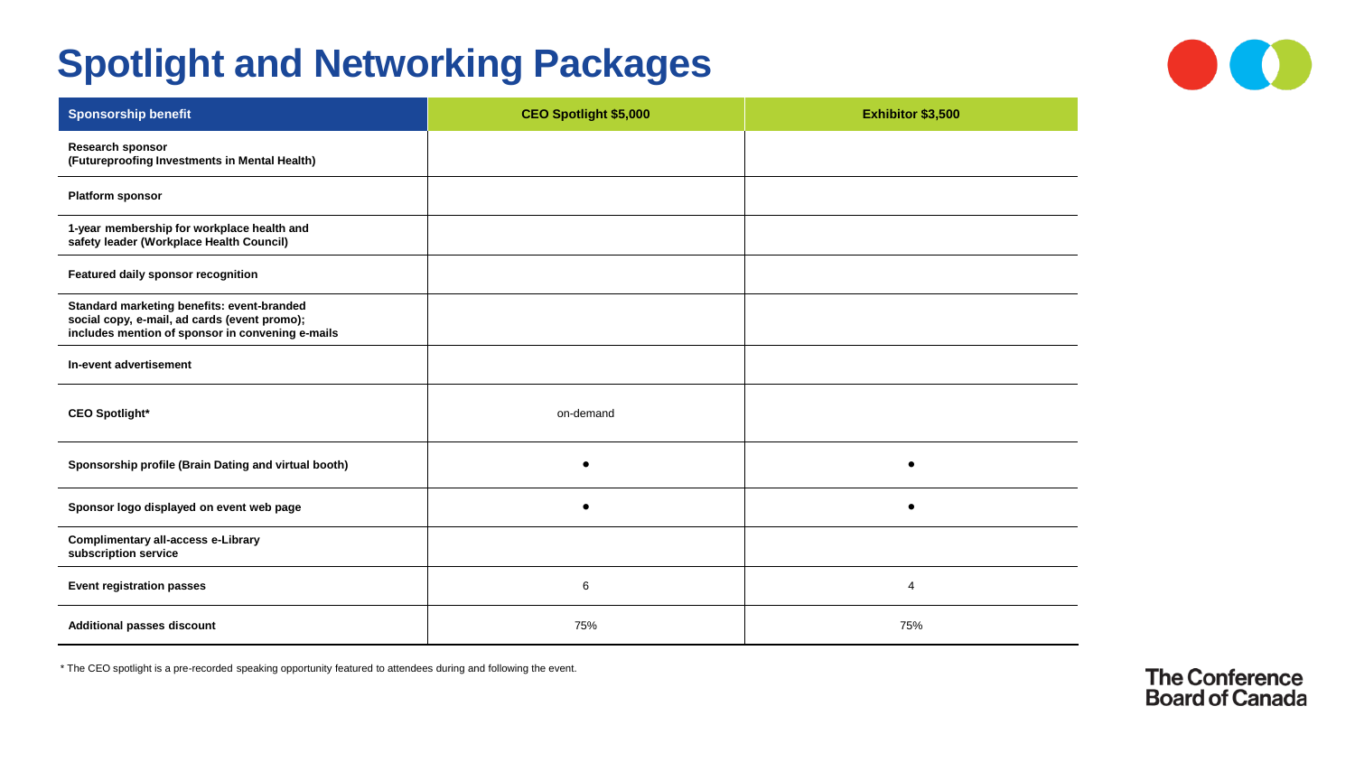# Spotlight and Networking Packages

| Sponsorship benefit | CEO Spotlight $5,000 | Exhibitor $3,500 |
|---|---|---|
| Research sponsor (Futureproofing Investments in Mental Health) | | |
| Platform sponsor | | |
| 1-year membership for workplace health and safety leader (Workplace Health Council) | | |
| Featured daily sponsor recognition | | |
| Standard marketing benefits: event-branded social copy, e-mail, ad cards (event promo); includes mention of sponsor in convening e-mails | | |
| In-event advertisement | | |
| CEO Spotlight* | on-demand | |
| Sponsorship profile (Brain Dating and virtual booth) | ● | ● |
| Sponsor logo displayed on event web page | ● | ● |
| Complimentary all-access e-Library subscription service | | |
| Event registration passes | 6 | 4 |
| Additional passes discount | 75% | 75% |

\* The CEO spotlight is a pre-recorded speaking opportunity featured to attendees during and following the event.

The Conference Board of Canada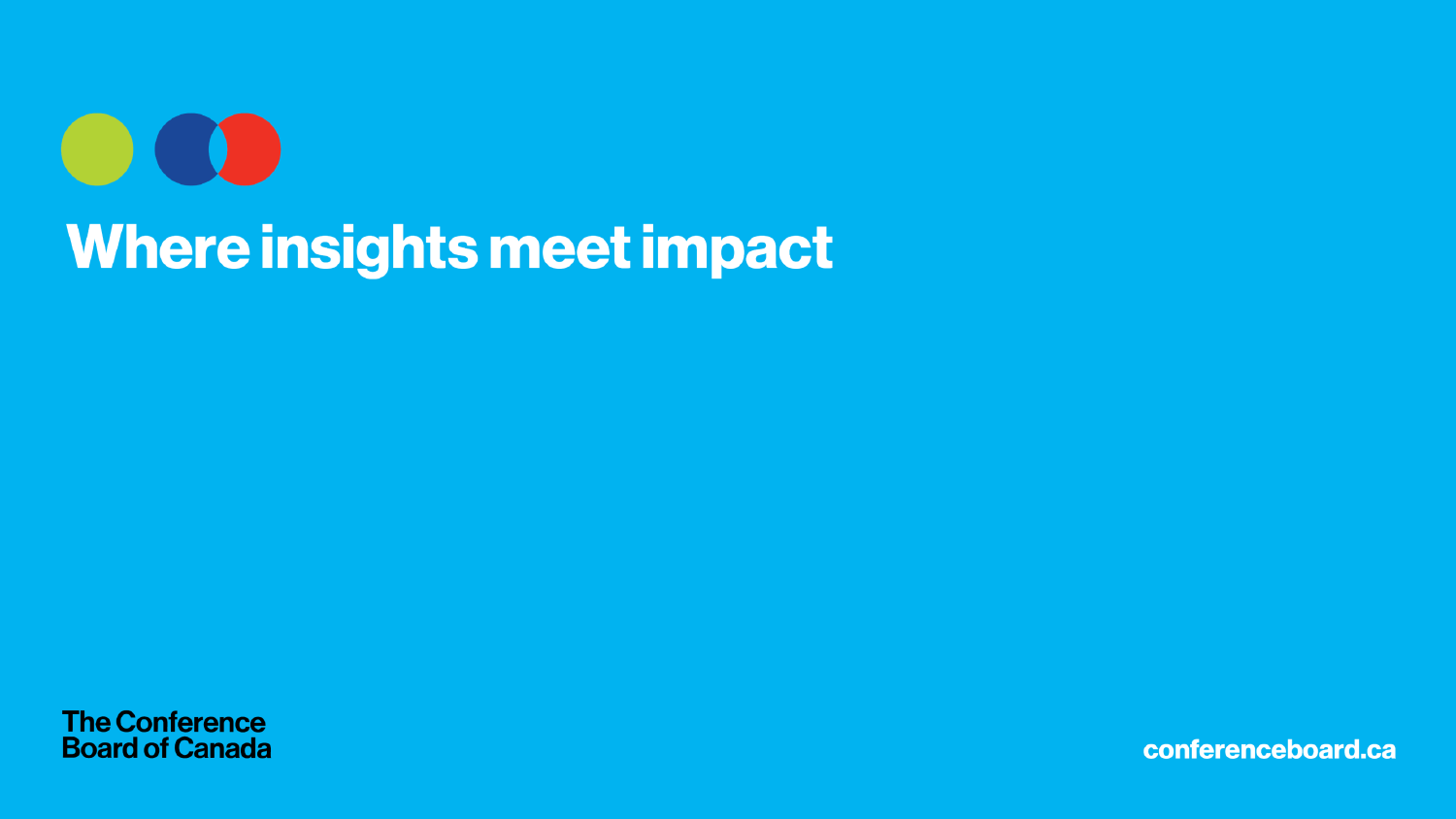# Where insights meet impact

The Conference
Board of Canada

conferenceboard.ca